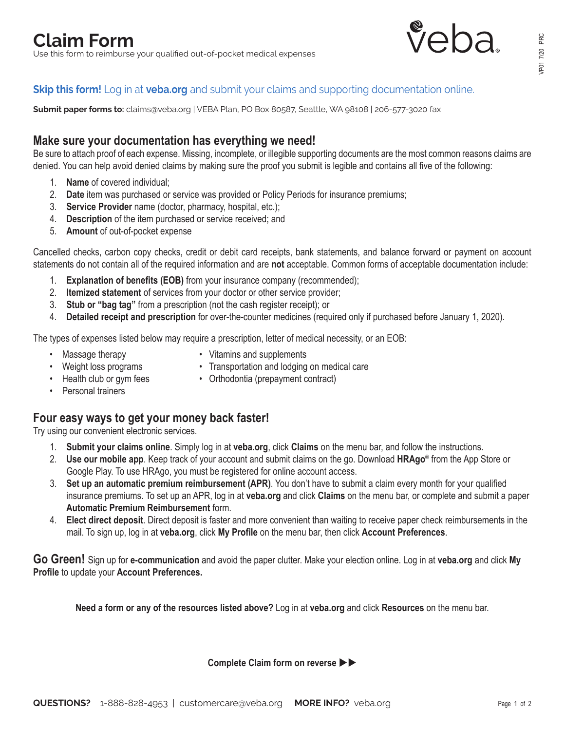# Claim Form

Use this form to reimburse your qualified out-of-pocket medical expenses

**Skip this form!** Log in at **veba.org** and submit your claims and supporting documentation online.

**Submit paper forms to:** claims@veba.org | VEBA Plan, PO Box 80587, Seattle, WA 98108 | 206-577-3020 fax

## Make sure your documentation has everything we need!

Be sure to attach proof of each expense. Missing, incomplete, or illegible supporting documents are the most common reasons claims are denied. You can help avoid denied claims by making sure the proof you submit is legible and contains all five of the following:

1. **Name** of covered individual;
2. **Date** item was purchased or service was provided or Policy Periods for insurance premiums;
3. **Service Provider** name (doctor, pharmacy, hospital, etc.);
4. **Description** of the item purchased or service received; and
5. **Amount** of out-of-pocket expense

Cancelled checks, carbon copy checks, credit or debit card receipts, bank statements, and balance forward or payment on account statements do not contain all of the required information and are **not** acceptable. Common forms of acceptable documentation include:

1. **Explanation of benefits (EOB)** from your insurance company (recommended);
2. **Itemized statement** of services from your doctor or other service provider;
3. **Stub or "bag tag"** from a prescription (not the cash register receipt); or
4. **Detailed receipt and prescription** for over-the-counter medicines (required only if purchased before January 1, 2020).

The types of expenses listed below may require a prescription, letter of medical necessity, or an EOB:

- Massage therapy
- Weight loss programs
- Health club or gym fees
- Personal trainers
- Vitamins and supplements
- Transportation and lodging on medical care
- Orthodontia (prepayment contract)

## Four easy ways to get your money back faster!

Try using our convenient electronic services.

1. **Submit your claims online**. Simply log in at **veba.org**, click **Claims** on the menu bar, and follow the instructions.
2. **Use our mobile app**. Keep track of your account and submit claims on the go. Download **HRAgo**® from the App Store or Google Play. To use HRAgo, you must be registered for online account access.
3. **Set up an automatic premium reimbursement (APR)**. You don't have to submit a claim every month for your qualified insurance premiums. To set up an APR, log in at **veba.org** and click **Claims** on the menu bar, or complete and submit a paper **Automatic Premium Reimbursement** form.
4. **Elect direct deposit**. Direct deposit is faster and more convenient than waiting to receive paper check reimbursements in the mail. To sign up, log in at **veba.org**, click **My Profile** on the menu bar, then click **Account Preferences**.

**Go Green!** Sign up for **e-communication** and avoid the paper clutter. Make your election online. Log in at **veba.org** and click **My Profile** to update your **Account Preferences.**

**Need a form or any of the resources listed above?** Log in at **veba.org** and click **Resources** on the menu bar.

**Complete Claim form on reverse ▶▶**

**QUESTIONS?** 1-888-828-4953 | customercare@veba.org **MORE INFO?** veba.org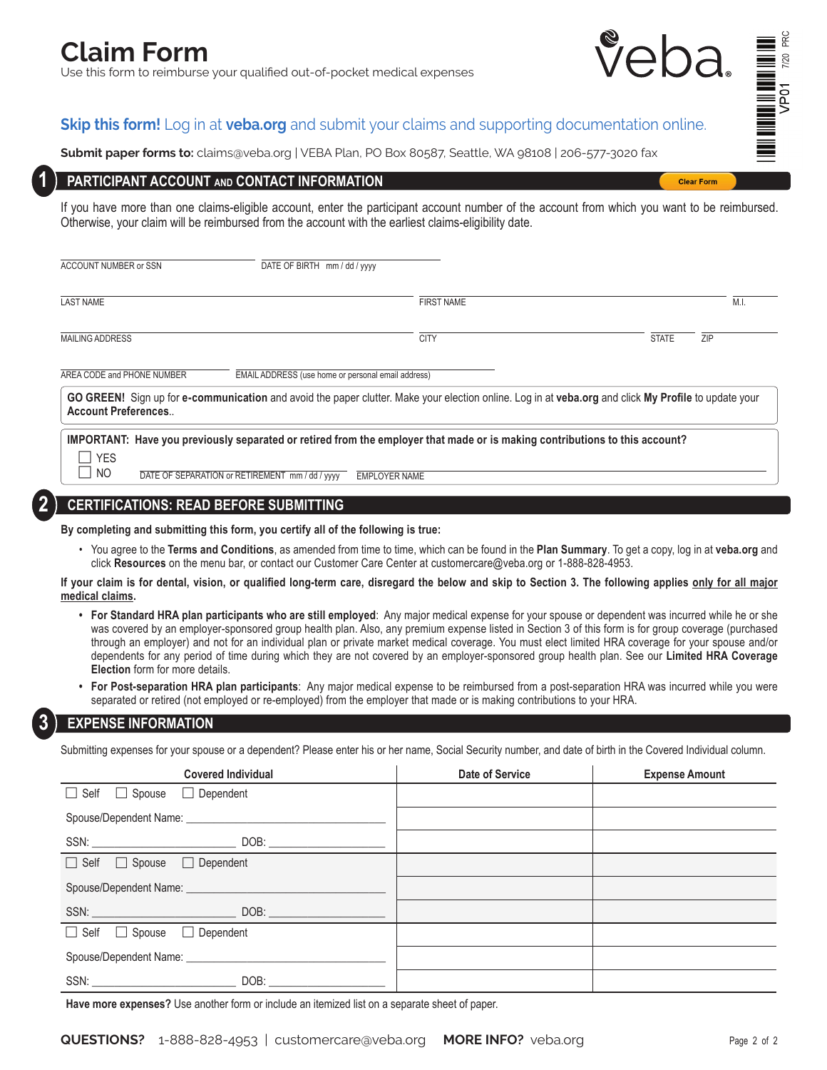# Claim Form

Use this form to reimburse your qualified out-of-pocket medical expenses

veba

VP01 7/20 PRC

**Skip this form!** Log in at **veba.org** and submit your claims and supporting documentation online.

**Submit paper forms to:** claims@veba.org | VEBA Plan, PO Box 80587, Seattle, WA 98108 | 206-577-3020 fax

## 1 PARTICIPANT ACCOUNT AND CONTACT INFORMATION

Clear Form

If you have more than one claims-eligible account, enter the participant account number of the account from which you want to be reimbursed. Otherwise, your claim will be reimbursed from the account with the earliest claims-eligibility date.

ACCOUNT NUMBER or SSN ____________ DATE OF BIRTH mm / dd / yyyy ____________

LAST NAME ____________ FIRST NAME ____________ M.I. ____

MAILING ADDRESS ____________ CITY ____________ STATE ____ ZIP ____

AREA CODE and PHONE NUMBER ____________ EMAIL ADDRESS (use home or personal email address) ____________

**GO GREEN!** Sign up for **e-communication** and avoid the paper clutter. Make your election online. Log in at **veba.org** and click **My Profile** to update your **Account Preferences**..

**IMPORTANT: Have you previously separated or retired from the employer that made or is making contributions to this account?**

☐ YES

☐ NO DATE OF SEPARATION or RETIREMENT mm / dd / yyyy ____________ EMPLOYER NAME ____________

## 2 CERTIFICATIONS: READ BEFORE SUBMITTING

**By completing and submitting this form, you certify all of the following is true:**

- You agree to the **Terms and Conditions**, as amended from time to time, which can be found in the **Plan Summary**. To get a copy, log in at **veba.org** and click **Resources** on the menu bar, or contact our Customer Care Center at customercare@veba.org or 1-888-828-4953.

**If your claim is for dental, vision, or qualified long-term care, disregard the below and skip to Section 3. The following applies only for all major medical claims.**

- **For Standard HRA plan participants who are still employed**: Any major medical expense for your spouse or dependent was incurred while he or she was covered by an employer-sponsored group health plan. Also, any premium expense listed in Section 3 of this form is for group coverage (purchased through an employer) and not for an individual plan or private market medical coverage. You must elect limited HRA coverage for your spouse and/or dependents for any period of time during which they are not covered by an employer-sponsored group health plan. See our **Limited HRA Coverage Election** form for more details.
- **For Post-separation HRA plan participants**: Any major medical expense to be reimbursed from a post-separation HRA was incurred while you were separated or retired (not employed or re-employed) from the employer that made or is making contributions to your HRA.

## 3 EXPENSE INFORMATION

Submitting expenses for your spouse or a dependent? Please enter his or her name, Social Security number, and date of birth in the Covered Individual column.

| Covered Individual | Date of Service | Expense Amount |
|---|---|---|
| ☐ Self ☐ Spouse ☐ Dependent | | |
| Spouse/Dependent Name: ____________ | | |
| SSN: ____________ DOB: ____________ | | |
| ☐ Self ☐ Spouse ☐ Dependent | | |
| Spouse/Dependent Name: ____________ | | |
| SSN: ____________ DOB: ____________ | | |
| ☐ Self ☐ Spouse ☐ Dependent | | |
| Spouse/Dependent Name: ____________ | | |
| SSN: ____________ DOB: ____________ | | |

**Have more expenses?** Use another form or include an itemized list on a separate sheet of paper.

**QUESTIONS?** 1-888-828-4953 | customercare@veba.org **MORE INFO?** veba.org